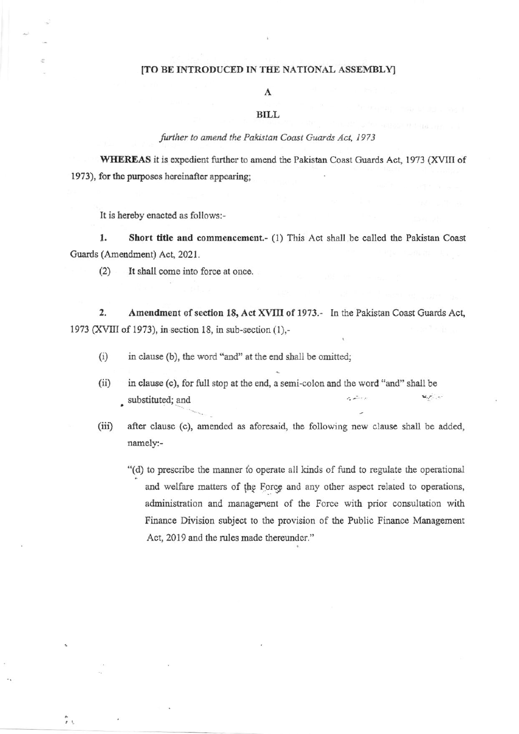**[TO BE INTRODUCED IN THE NATIONAL ASSEMBLY]**

**A**

**BILL**

*further to amend the Pakistan Coast Guards Act, 1973*

**WHEREAS** it is expedient further to amend the Pakistan Coast Guards Act, 1973 (XVIII of 1973), for the purposes hereinafter appearing;

It is hereby enacted as follows:-

1. **Short title and commencement.**- (1) This Act shall be called the Pakistan Coast Guards (Amendment) Act, 2021.

(2) It shall come into force at once.

2. **Amendment of section 18, Act XVIII of 1973.**- In the Pakistan Coast Guards Act, 1973 (XVIII of 1973), in section 18, in sub-section (1),-

(i) in clause (b), the word "and" at the end shall be omitted;

(ii) in clause (c), for full stop at the end, a semi-colon and the word "and" shall be substituted; and

(iii) after clause (c), amended as aforesaid, the following new clause shall be added, namely:-

"(d) to prescribe the manner to operate all kinds of fund to regulate the operational and welfare matters of the Force and any other aspect related to operations, administration and management of the Force with prior consultation with Finance Division subject to the provision of the Public Finance Management Act, 2019 and the rules made thereunder."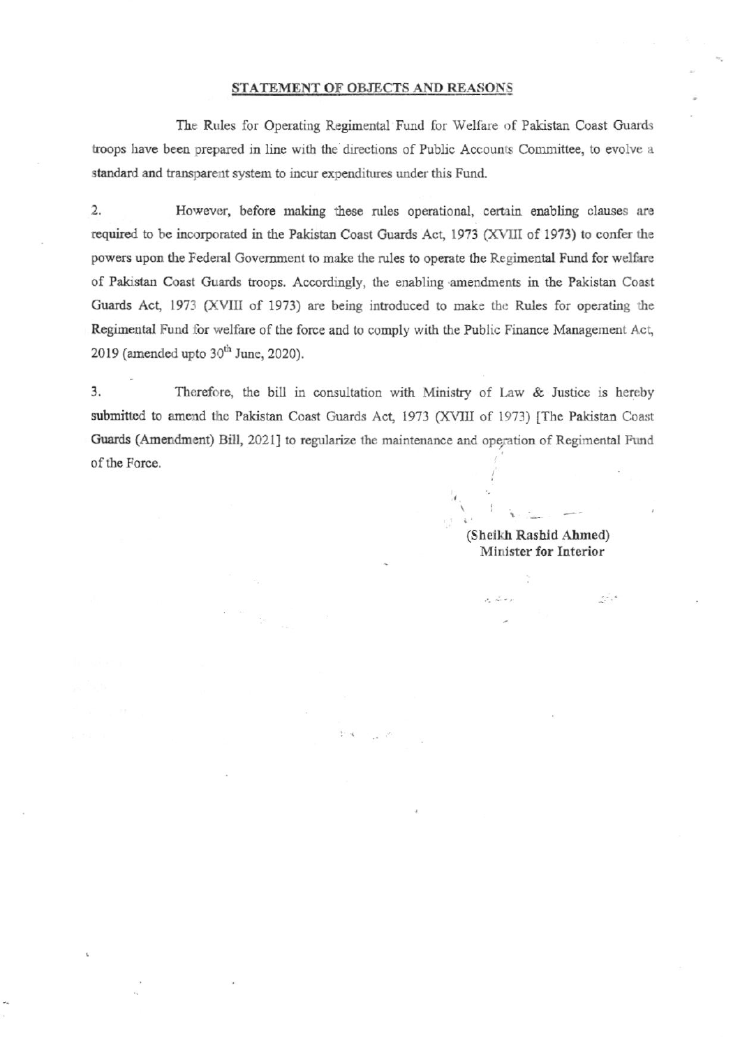## STATEMENT OF OBJECTS AND REASONS

The Rules for Operating Regimental Fund for Welfare of Pakistan Coast Guards troops have been prepared in line with the directions of Public Accounts Committee, to evolve a standard and transparent system to incur expenditures under this Fund.

2. However, before making these rules operational, certain enabling clauses are required to be incorporated in the Pakistan Coast Guards Act, 1973 (XVIII of 1973) to confer the powers upon the Federal Government to make the rules to operate the Regimental Fund for welfare of Pakistan Coast Guards troops. Accordingly, the enabling amendments in the Pakistan Coast Guards Act, 1973 (XVIII of 1973) are being introduced to make the Rules for operating the Regimental Fund for welfare of the force and to comply with the Public Finance Management Act, 2019 (amended upto 30th June, 2020).

3. Therefore, the bill in consultation with Ministry of Law & Justice is hereby submitted to amend the Pakistan Coast Guards Act, 1973 (XVIII of 1973) [The Pakistan Coast Guards (Amendment) Bill, 2021] to regularize the maintenance and operation of Regimental Fund of the Force.

**(Sheikh Rashid Ahmed)**
**Minister for Interior**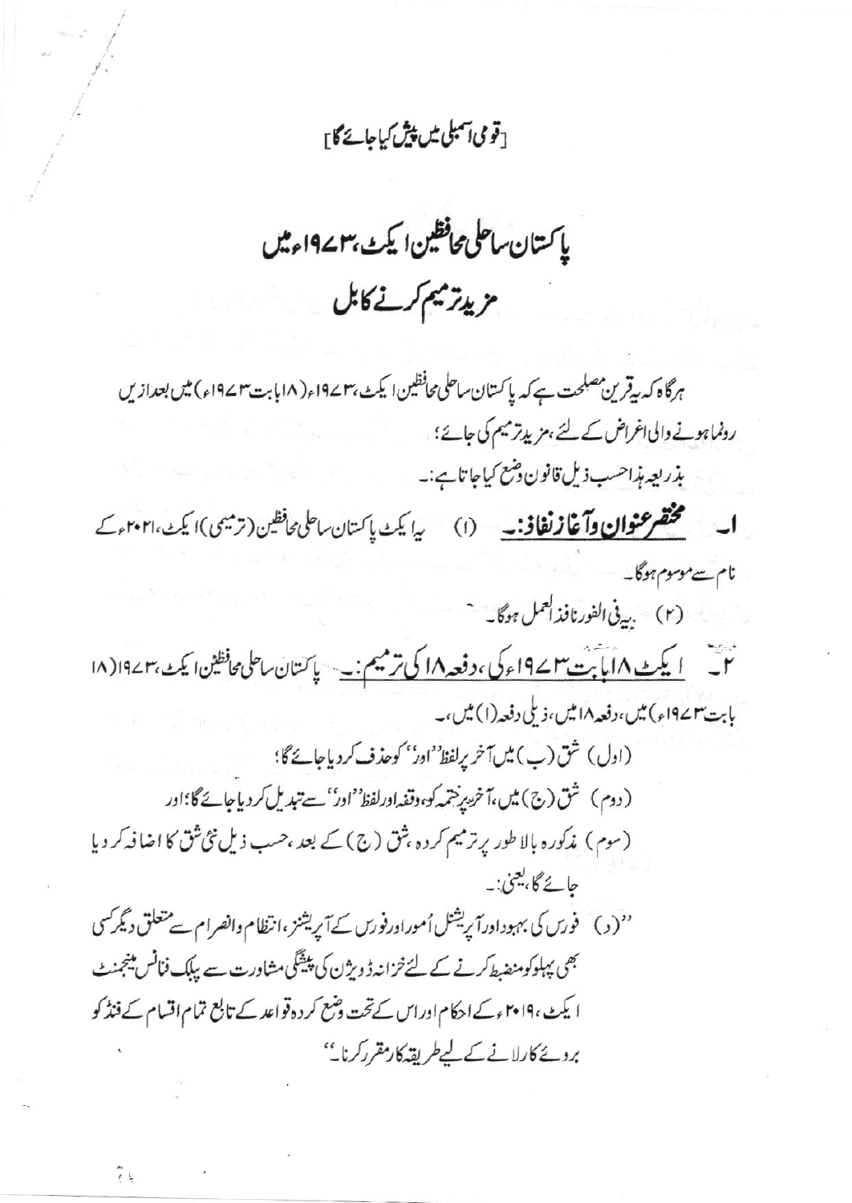[قومی اسمبلی میں پیش کیا جائے گا]

# پاکستان ساحلی محافظین ایکٹ، ۱۹۷۳ء میں مزید ترمیم کرنے کا بل

ہرگاہ کہ یہ قرین مصلحت ہے کہ پاکستان ساحلی محافظین ایکٹ، ۱۹۷۳ء (۱۸ بابت ۱۹۷۳ء) میں بعدازیں رونما ہونے والی اغراض کے لئے، مزید ترمیم کی جائے؛

بذریعہ ہذا حسب ذیل قانون وضع کیا جاتا ہے:۔

۱۔ **مختصر عنوان و آغاز نفاذ:۔** (۱) یہ ایکٹ پاکستان ساحلی محافظین (ترمیمی) ایکٹ، ۲۰۲۱ء کے نام سے موسوم ہوگا۔

(۲) یہ فی الفور نافذ العمل ہوگا۔

۲۔ **ایکٹ ۱۸ بابت ۱۹۷۳ء کی، دفعہ ۱۸ کی ترمیم:۔** پاکستان ساحلی محافظین ایکٹ، ۱۹۷۳ء (۱۸ بابت ۱۹۷۳ء) میں، دفعہ ۱۸ میں، ذیلی دفعہ (۱) میں،۔

(اول) شق (ب) میں آخر پر لفظ ''اور'' کو حذف کر دیا جائے گا؛

(دوم) شق (ج) میں، آخر پر ختمہ کو، وقفہ اور لفظ ''اور'' سے تبدیل کر دیا جائے گا؛ اور

(سوم) مذکورہ بالا طور پر ترمیم کردہ، شق (ج) کے بعد، حسب ذیل نئی شق کا اضافہ کر دیا جائے گا، یعنی:۔

''(د) فورس کی بہبود اور آپریشنل اُمور اور فورس کے آپریشنز، انتظام و انصرام سے متعلق دیگر کسی بھی پہلو کو منضبط کرنے کے لئے خزانہ ڈویژن کی پیشگی مشاورت سے پبلک فنانس مینجمنٹ ایکٹ، ۲۰۱۹ء کے احکام اور اس کے تحت وضع کردہ قواعد کے تابع تمام اقسام کے فنڈ کو بروئے کار لانے کے لیے طریقہ کار مقرر کرنا''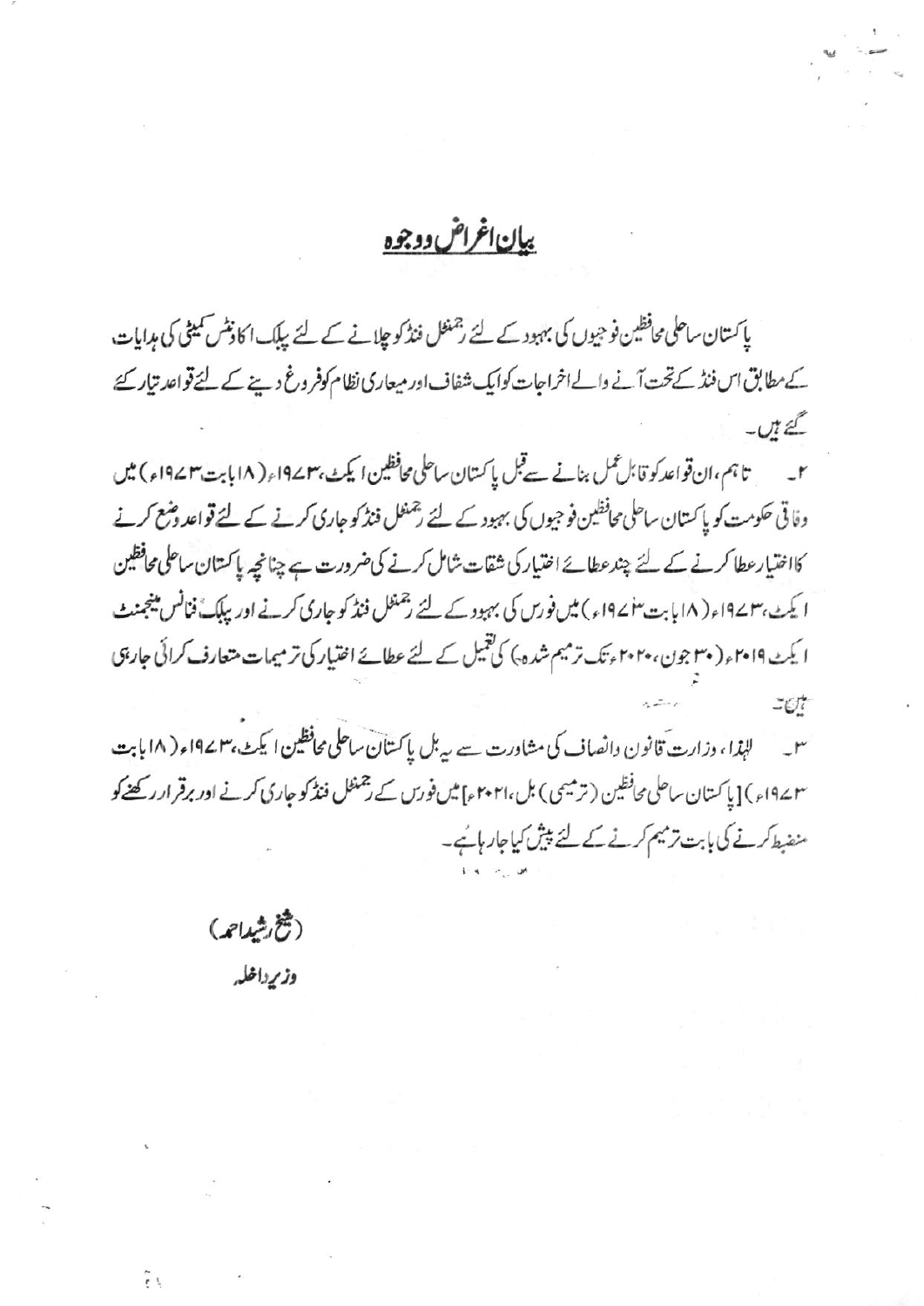# بیان اغراض ووجوہ

پاکستان ساحلی محافظین فوجیوں کی بہبود کے لئے رجمنل فنڈ کو چلانے کے لئے پبلک اکاونٹس کمیٹی کی ہدایات کے مطابق اس فنڈ کے تحت آنے والے اخراجات کو ایک شفاف اور معیاری نظام کو فروغ دینے کے لئے قواعد تیار کئے گئے ہیں۔

۲۔ تاہم، ان قواعد کو قابل عمل بنانے سے قبل پاکستان ساحلی محافظین ایکٹ، ۱۹۷۳ء (۱۸ بابت ۱۹۷۳ء) میں وفاقی حکومت کو پاکستان ساحلی محافظین فوجیوں کی بہبود کے لئے رجمنل فنڈ کو جاری کرنے کے لئے قواعد وضع کرنے کا اختیار عطا کرنے کے لئے چند عطائے اختیار کی شقات شامل کرنے کی ضرورت ہے چنانچہ پاکستان ساحلی محافظین ایکٹ، ۱۹۷۳ء (۱۸ بابت ۱۹۷۳ء) میں فورس کی بہبود کے لئے رجمنل فنڈ کو جاری کرنے اور پبلک فنانس مینجمنٹ ایکٹ ۲۰۱۹ء (۳۰ جون، ۲۰۲۰ء تک ترمیم شدہ) کی تعمیل کے لئے عطائے اختیار کی ترمیمات متعارف کرائی جا رہی ہیں۔

۳۔ لہٰذا، وزارت قانون وانصاف کی مشاورت سے یہ بل پاکستان ساحلی محافظین ایکٹ، ۱۹۷۳ء (۱۸ بابت ۱۹۷۳ء) [پاکستان ساحلی محافظین (ترمیمی) بل، ۲۰۲۱ء] میں فورس کے رجمنل فنڈ کو جاری کرنے اور برقرار رکھنے کو منضبط کرنے کی بابت ترمیم کرنے کے لئے پیش کیا جا رہا ہے۔

(شیخ رشید احمد)

وزیر داخلہ